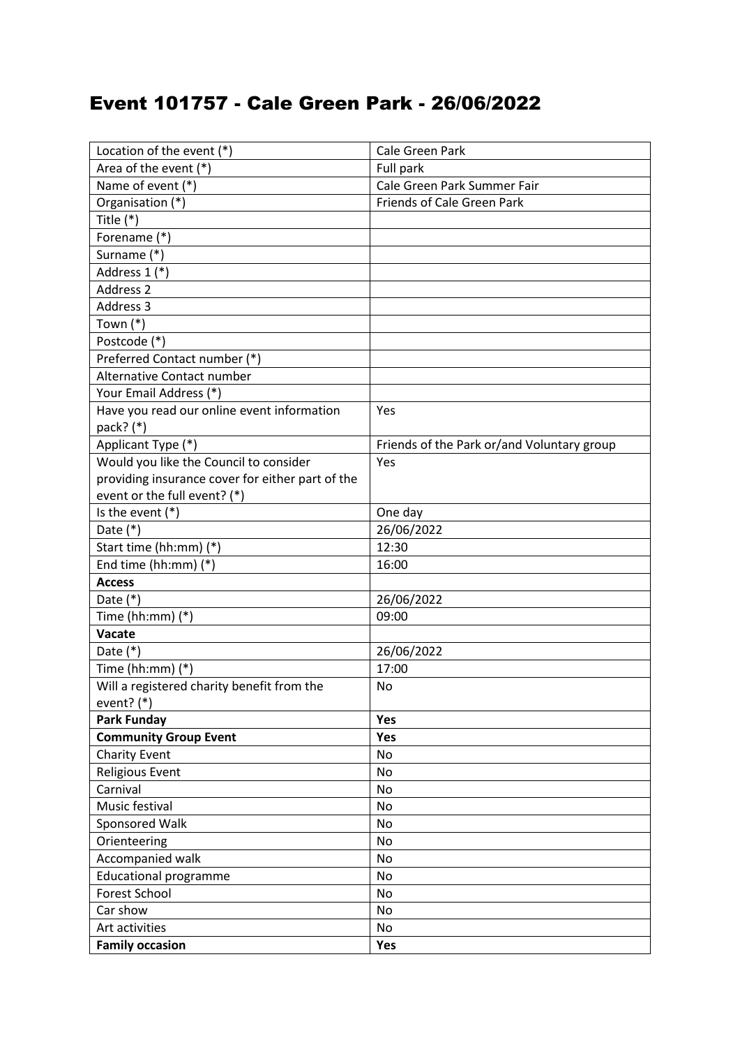# Event 101757 - Cale Green Park - 26/06/2022

| Location of the event (*) | Cale Green Park |
|---|---|
| Area of the event (*) | Full park |
| Name of event (*) | Cale Green Park Summer Fair |
| Organisation (*) | Friends of Cale Green Park |
| Title (*) | |
| Forename (*) | |
| Surname (*) | |
| Address 1 (*) | |
| Address 2 | |
| Address 3 | |
| Town (*) | |
| Postcode (*) | |
| Preferred Contact number (*) | |
| Alternative Contact number | |
| Your Email Address (*) | |
| Have you read our online event information pack? (*) | Yes |
| Applicant Type (*) | Friends of the Park or/and Voluntary group |
| Would you like the Council to consider providing insurance cover for either part of the event or the full event? (*) | Yes |
| Is the event (*) | One day |
| Date (*) | 26/06/2022 |
| Start time (hh:mm) (*) | 12:30 |
| End time (hh:mm) (*) | 16:00 |
| **Access** | |
| Date (*) | 26/06/2022 |
| Time (hh:mm) (*) | 09:00 |
| **Vacate** | |
| Date (*) | 26/06/2022 |
| Time (hh:mm) (*) | 17:00 |
| Will a registered charity benefit from the event? (*) | No |
| **Park Funday** | **Yes** |
| **Community Group Event** | **Yes** |
| Charity Event | No |
| Religious Event | No |
| Carnival | No |
| Music festival | No |
| Sponsored Walk | No |
| Orienteering | No |
| Accompanied walk | No |
| Educational programme | No |
| Forest School | No |
| Car show | No |
| Art activities | No |
| **Family occasion** | **Yes** |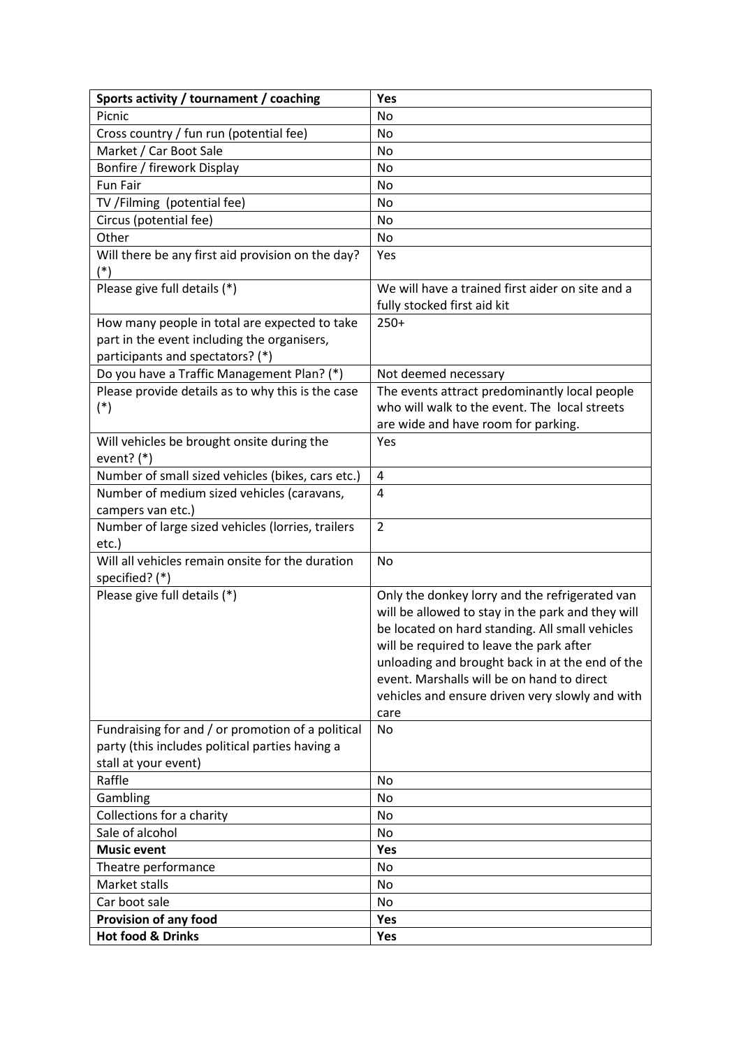| **Sports activity / tournament / coaching** | **Yes** |
|---|---|
| Picnic | No |
| Cross country / fun run (potential fee) | No |
| Market / Car Boot Sale | No |
| Bonfire / firework Display | No |
| Fun Fair | No |
| TV /Filming (potential fee) | No |
| Circus (potential fee) | No |
| Other | No |
| Will there be any first aid provision on the day? (*) | Yes |
| Please give full details (*) | We will have a trained first aider on site and a fully stocked first aid kit |
| How many people in total are expected to take part in the event including the organisers, participants and spectators? (*) | 250+ |
| Do you have a Traffic Management Plan? (*) | Not deemed necessary |
| Please provide details as to why this is the case (*) | The events attract predominantly local people who will walk to the event. The local streets are wide and have room for parking. |
| Will vehicles be brought onsite during the event? (*) | Yes |
| Number of small sized vehicles (bikes, cars etc.) | 4 |
| Number of medium sized vehicles (caravans, campers van etc.) | 4 |
| Number of large sized vehicles (lorries, trailers etc.) | 2 |
| Will all vehicles remain onsite for the duration specified? (*) | No |
| Please give full details (*) | Only the donkey lorry and the refrigerated van will be allowed to stay in the park and they will be located on hard standing. All small vehicles will be required to leave the park after unloading and brought back in at the end of the event. Marshalls will be on hand to direct vehicles and ensure driven very slowly and with care |
| Fundraising for and / or promotion of a political party (this includes political parties having a stall at your event) | No |
| Raffle | No |
| Gambling | No |
| Collections for a charity | No |
| Sale of alcohol | No |
| **Music event** | **Yes** |
| Theatre performance | No |
| Market stalls | No |
| Car boot sale | No |
| **Provision of any food** | **Yes** |
| **Hot food & Drinks** | **Yes** |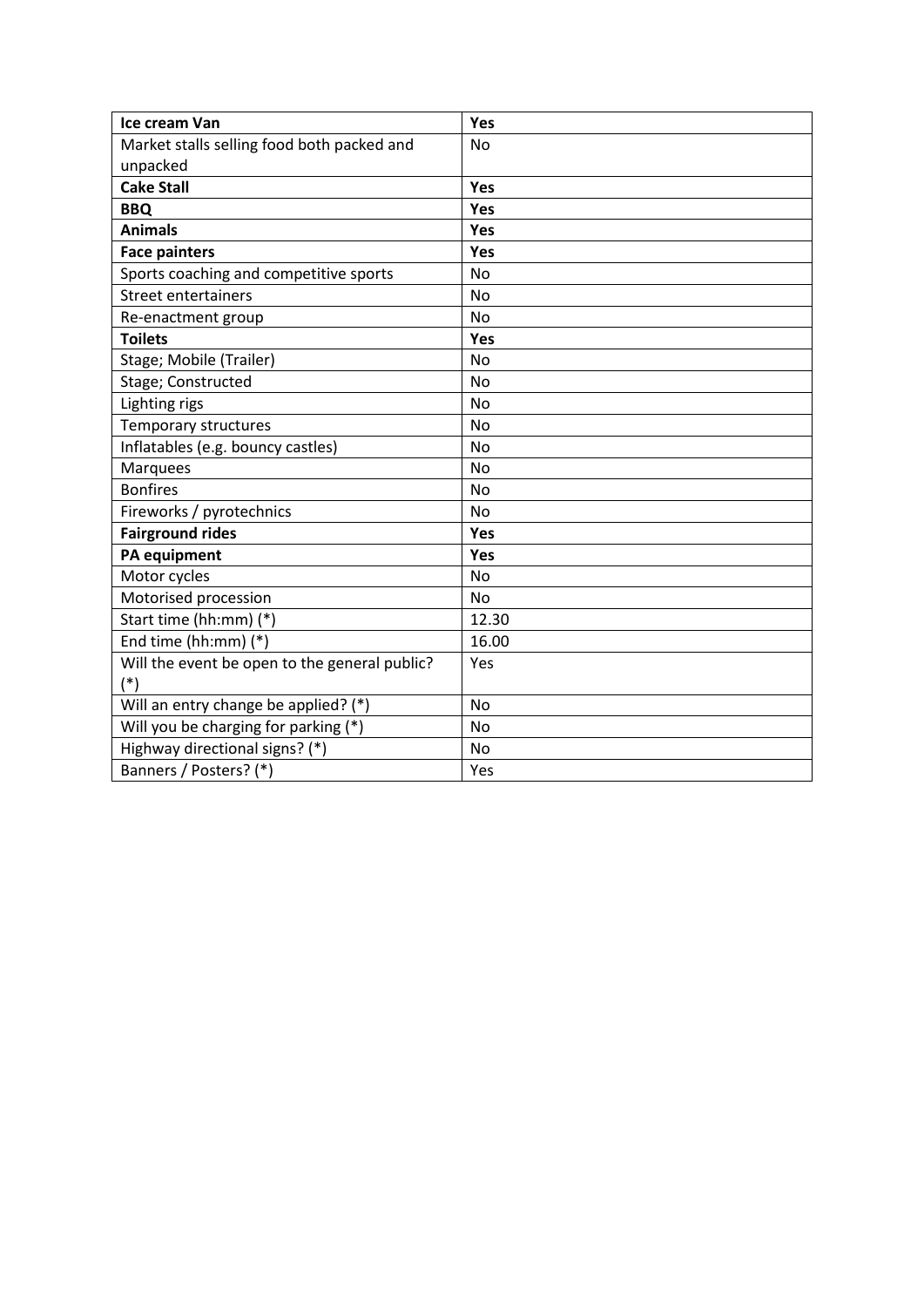| | |
|---|---|
| **Ice cream Van** | **Yes** |
| Market stalls selling food both packed and unpacked | No |
| **Cake Stall** | **Yes** |
| **BBQ** | **Yes** |
| **Animals** | **Yes** |
| **Face painters** | **Yes** |
| Sports coaching and competitive sports | No |
| Street entertainers | No |
| Re-enactment group | No |
| **Toilets** | **Yes** |
| Stage; Mobile (Trailer) | No |
| Stage; Constructed | No |
| Lighting rigs | No |
| Temporary structures | No |
| Inflatables (e.g. bouncy castles) | No |
| Marquees | No |
| Bonfires | No |
| Fireworks / pyrotechnics | No |
| **Fairground rides** | **Yes** |
| **PA equipment** | **Yes** |
| Motor cycles | No |
| Motorised procession | No |
| Start time (hh:mm) (*) | 12.30 |
| End time (hh:mm) (*) | 16.00 |
| Will the event be open to the general public? (*) | Yes |
| Will an entry change be applied? (*) | No |
| Will you be charging for parking (*) | No |
| Highway directional signs? (*) | No |
| Banners / Posters? (*) | Yes |